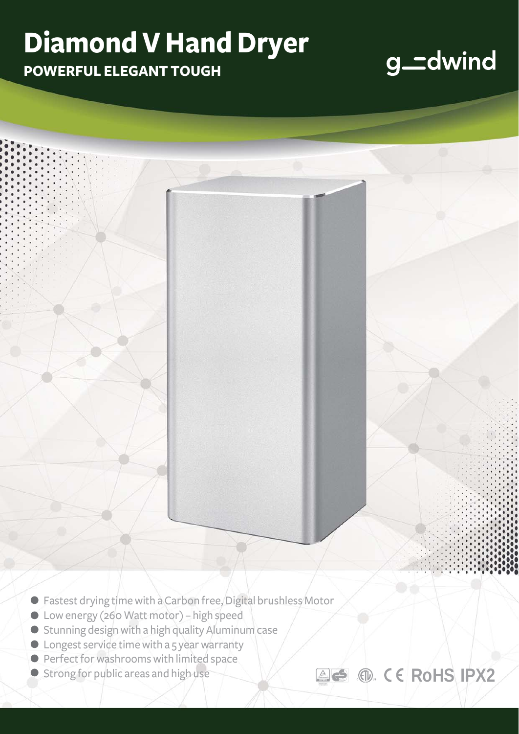# Diamond V Hand Dryer

**POWERFUL ELEGANT TOUGH**

g⎯dwind

- Fastest drying time with a Carbon free, Digital brushless Motor
- Low energy (260 Watt motor) – high speed
- Stunning design with a high quality Aluminum case
- Longest service time with a 5 year warranty
- Perfect for washrooms with limited space
- Strong for public areas and high use

CE RoHS IPX2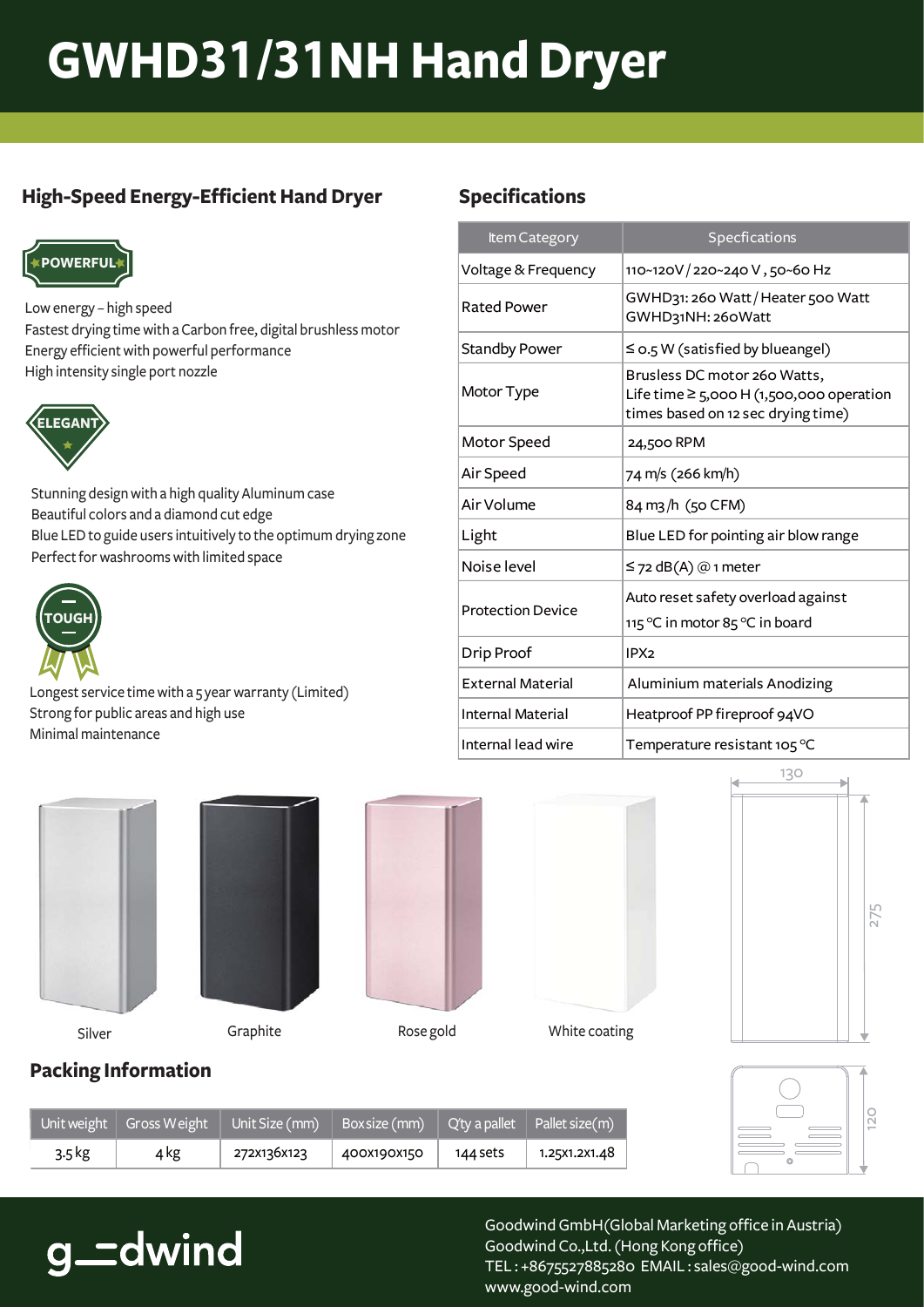# GWHD31/31NH Hand Dryer

## High-Speed Energy-Efficient Hand Dryer

POWERFUL

Low energy – high speed
Fastest drying time with a Carbon free, digital brushless motor
Energy efficient with powerful performance
High intensity single port nozzle

ELEGANT

Stunning design with a high quality Aluminum case
Beautiful colors and a diamond cut edge
Blue LED to guide users intuitively to the optimum drying zone
Perfect for washrooms with limited space

TOUGH

Longest service time with a 5 year warranty (Limited)
Strong for public areas and high use
Minimal maintenance

## Specifications

| Item Category | Specfications |
|---|---|
| Voltage & Frequency | 110~120V / 220~240 V , 50~60 Hz |
| Rated Power | GWHD31: 260 Watt / Heater 500 Watt<br>GWHD31NH: 260Watt |
| Standby Power | ≤ 0.5 W (satisfied by blueangel) |
| Motor Type | Brusless DC motor 260 Watts,<br>Life time ≥ 5,000 H (1,500,000 operation times based on 12 sec drying time) |
| Motor Speed | 24,500 RPM |
| Air Speed | 74 m/s (266 km/h) |
| Air Volume | 84 m3 /h (50 CFM) |
| Light | Blue LED for pointing air blow range |
| Noise level | ≤ 72 dB(A) @ 1 meter |
| Protection Device | Auto reset safety overload against<br>115 °C in motor 85 °C in board |
| Drip Proof | IPX2 |
| External Material | Aluminium materials Anodizing |
| Internal Material | Heatproof PP fireproof 94VO |
| Internal lead wire | Temperature resistant 105 °C |

Silver

Graphite

Rose gold

White coating

130

275

120

## Packing Information

| Unit weight | Gross Weight | Unit Size (mm) | Box size (mm) | Q'ty a pallet | Pallet size(m) |
|---|---|---|---|---|---|
| 3.5 kg | 4 kg | 272x136x123 | 400x190x150 | 144 sets | 1.25x1.2x1.48 |

goodwind

Goodwind GmbH(Global Marketing office in Austria)
Goodwind Co.,Ltd. (Hong Kong office)
TEL : +8675527885280 EMAIL : sales@good-wind.com
www.good-wind.com